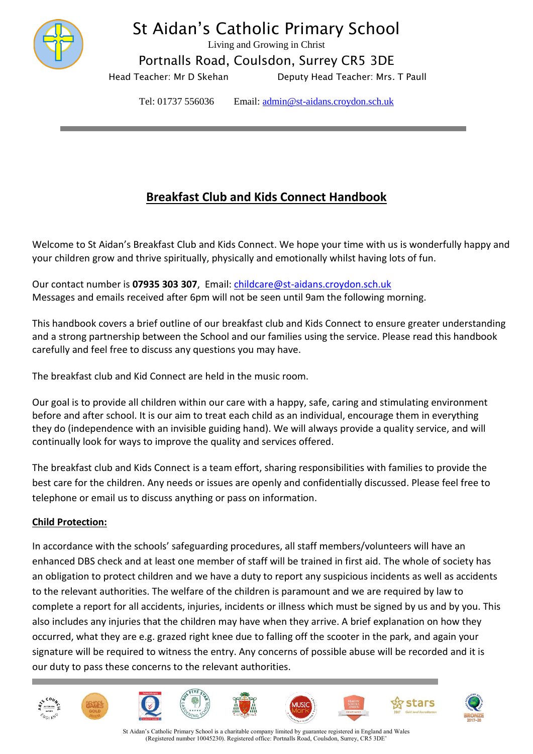# St Aidan's Catholic Primary School

Living and Growing in Christ

Portnalls Road, Coulsdon, Surrey CR5 3DE

Head Teacher: Mr D Skehan Deputy Head Teacher: Mrs. T Paull

Tel: 01737 556036 Email: admin@st-aidans.croydon.sch.uk

## Breakfast Club and Kids Connect Handbook

Welcome to St Aidan's Breakfast Club and Kids Connect. We hope your time with us is wonderfully happy and your children grow and thrive spiritually, physically and emotionally whilst having lots of fun.

Our contact number is **07935 303 307**, Email: childcare@st-aidans.croydon.sch.uk
Messages and emails received after 6pm will not be seen until 9am the following morning.

This handbook covers a brief outline of our breakfast club and Kids Connect to ensure greater understanding and a strong partnership between the School and our families using the service. Please read this handbook carefully and feel free to discuss any questions you may have.

The breakfast club and Kid Connect are held in the music room.

Our goal is to provide all children within our care with a happy, safe, caring and stimulating environment before and after school. It is our aim to treat each child as an individual, encourage them in everything they do (independence with an invisible guiding hand). We will always provide a quality service, and will continually look for ways to improve the quality and services offered.

The breakfast club and Kids Connect is a team effort, sharing responsibilities with families to provide the best care for the children. Any needs or issues are openly and confidentially discussed. Please feel free to telephone or email us to discuss anything or pass on information.

### Child Protection:

In accordance with the schools' safeguarding procedures, all staff members/volunteers will have an enhanced DBS check and at least one member of staff will be trained in first aid. The whole of society has an obligation to protect children and we have a duty to report any suspicious incidents as well as accidents to the relevant authorities. The welfare of the children is paramount and we are required by law to complete a report for all accidents, injuries, incidents or illness which must be signed by us and by you. This also includes any injuries that the children may have when they arrive. A brief explanation on how they occurred, what they are e.g. grazed right knee due to falling off the scooter in the park, and again your signature will be required to witness the entry. Any concerns of possible abuse will be recorded and it is our duty to pass these concerns to the relevant authorities.

St Aidan's Catholic Primary School is a charitable company limited by guarantee registered in England and Wales (Registered number 10045230). Registered office: Portnalls Road, Coulsdon, Surrey, CR5 3DE'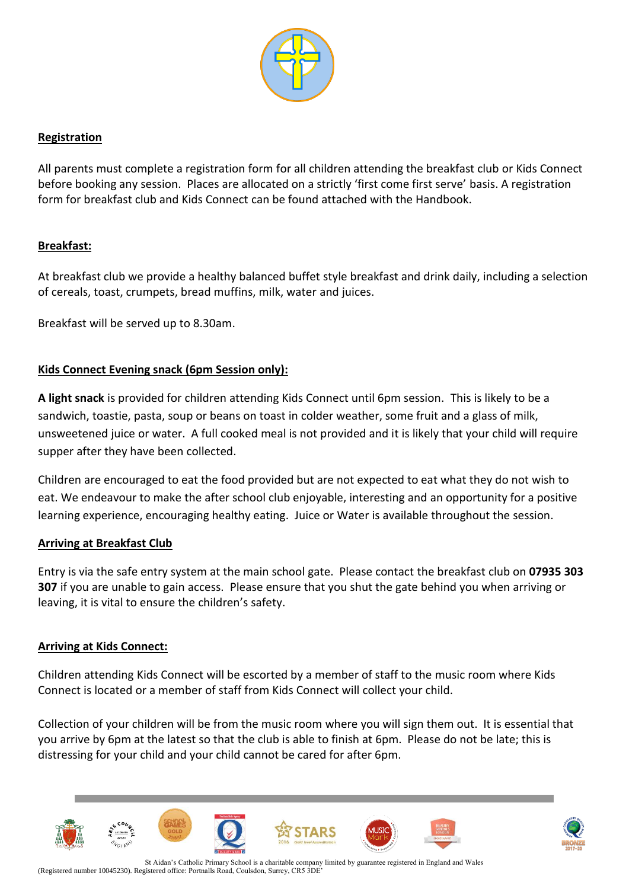## Registration

All parents must complete a registration form for all children attending the breakfast club or Kids Connect before booking any session. Places are allocated on a strictly 'first come first serve' basis. A registration form for breakfast club and Kids Connect can be found attached with the Handbook.

## Breakfast:

At breakfast club we provide a healthy balanced buffet style breakfast and drink daily, including a selection of cereals, toast, crumpets, bread muffins, milk, water and juices.

Breakfast will be served up to 8.30am.

## Kids Connect Evening snack (6pm Session only):

**A light snack** is provided for children attending Kids Connect until 6pm session. This is likely to be a sandwich, toastie, pasta, soup or beans on toast in colder weather, some fruit and a glass of milk, unsweetened juice or water. A full cooked meal is not provided and it is likely that your child will require supper after they have been collected.

Children are encouraged to eat the food provided but are not expected to eat what they do not wish to eat. We endeavour to make the after school club enjoyable, interesting and an opportunity for a positive learning experience, encouraging healthy eating. Juice or Water is available throughout the session.

## Arriving at Breakfast Club

Entry is via the safe entry system at the main school gate. Please contact the breakfast club on **07935 303 307** if you are unable to gain access. Please ensure that you shut the gate behind you when arriving or leaving, it is vital to ensure the children's safety.

## Arriving at Kids Connect:

Children attending Kids Connect will be escorted by a member of staff to the music room where Kids Connect is located or a member of staff from Kids Connect will collect your child.

Collection of your children will be from the music room where you will sign them out. It is essential that you arrive by 6pm at the latest so that the club is able to finish at 6pm. Please do not be late; this is distressing for your child and your child cannot be cared for after 6pm.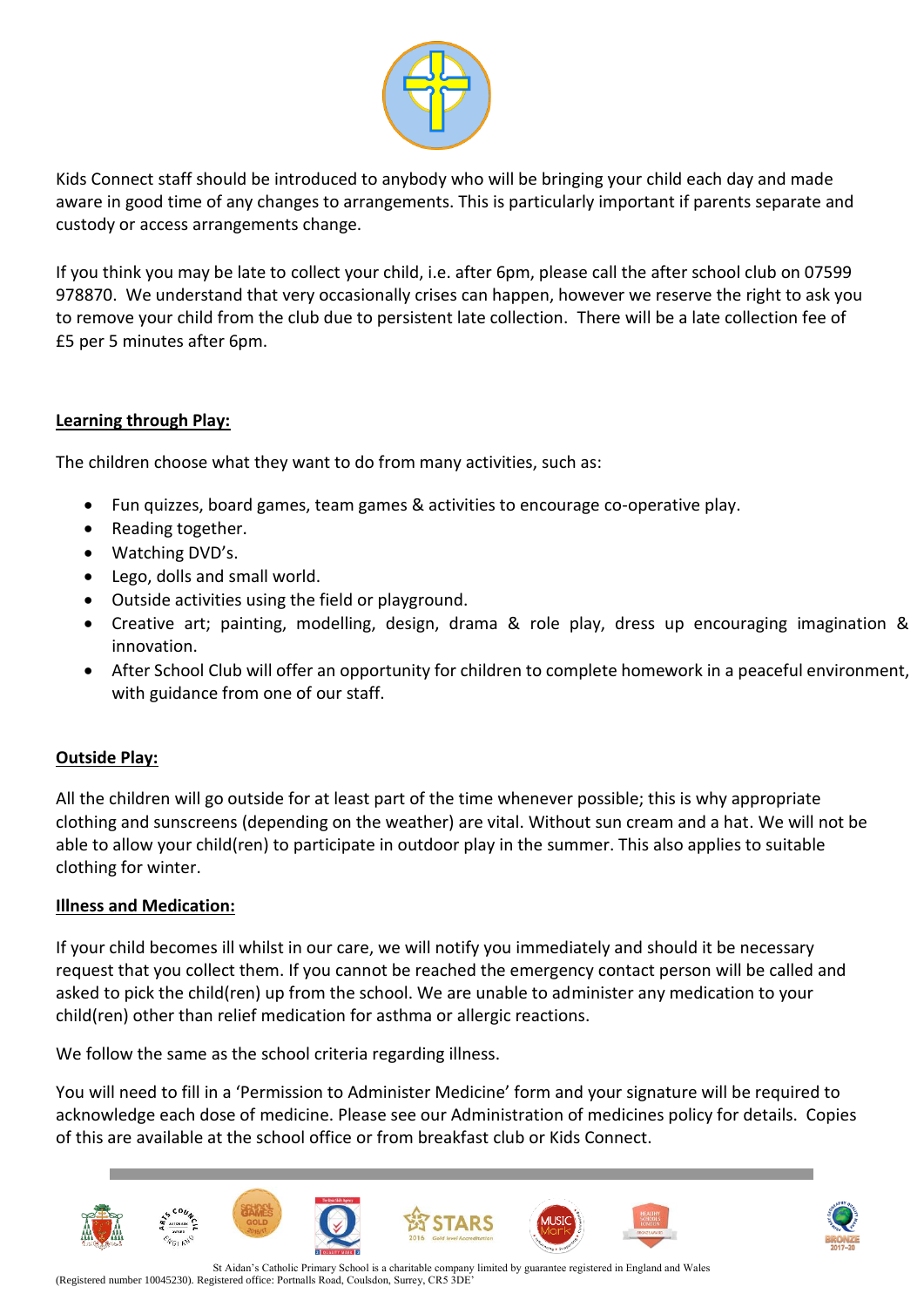Kids Connect staff should be introduced to anybody who will be bringing your child each day and made aware in good time of any changes to arrangements. This is particularly important if parents separate and custody or access arrangements change.

If you think you may be late to collect your child, i.e. after 6pm, please call the after school club on 07599 978870. We understand that very occasionally crises can happen, however we reserve the right to ask you to remove your child from the club due to persistent late collection. There will be a late collection fee of £5 per 5 minutes after 6pm.

**Learning through Play:**

The children choose what they want to do from many activities, such as:

- Fun quizzes, board games, team games & activities to encourage co-operative play.
- Reading together.
- Watching DVD's.
- Lego, dolls and small world.
- Outside activities using the field or playground.
- Creative art; painting, modelling, design, drama & role play, dress up encouraging imagination & innovation.
- After School Club will offer an opportunity for children to complete homework in a peaceful environment, with guidance from one of our staff.

**Outside Play:**

All the children will go outside for at least part of the time whenever possible; this is why appropriate clothing and sunscreens (depending on the weather) are vital. Without sun cream and a hat. We will not be able to allow your child(ren) to participate in outdoor play in the summer. This also applies to suitable clothing for winter.

**Illness and Medication:**

If your child becomes ill whilst in our care, we will notify you immediately and should it be necessary request that you collect them. If you cannot be reached the emergency contact person will be called and asked to pick the child(ren) up from the school. We are unable to administer any medication to your child(ren) other than relief medication for asthma or allergic reactions.

We follow the same as the school criteria regarding illness.

You will need to fill in a 'Permission to Administer Medicine' form and your signature will be required to acknowledge each dose of medicine. Please see our Administration of medicines policy for details. Copies of this are available at the school office or from breakfast club or Kids Connect.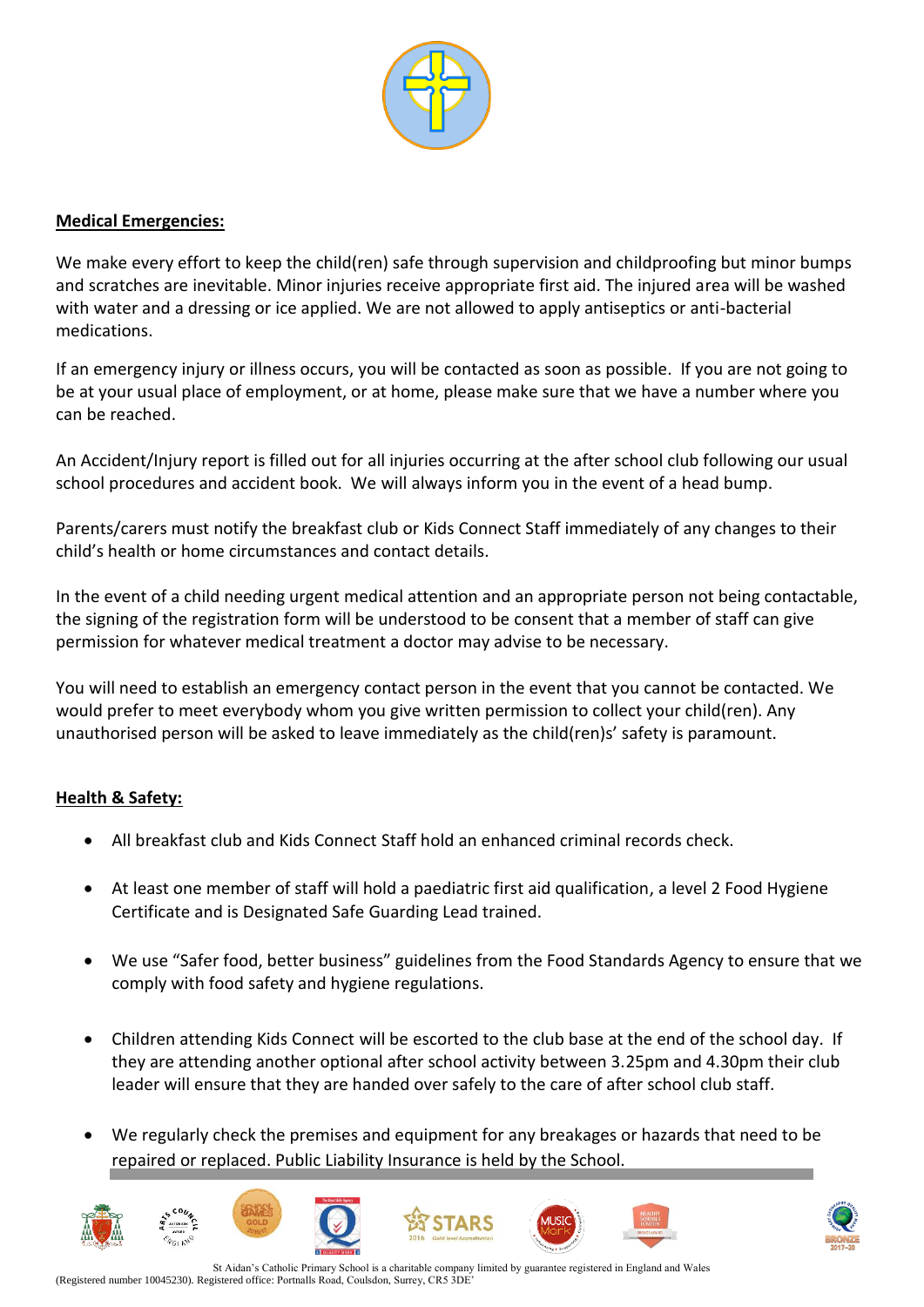**Medical Emergencies:**

We make every effort to keep the child(ren) safe through supervision and childproofing but minor bumps and scratches are inevitable. Minor injuries receive appropriate first aid. The injured area will be washed with water and a dressing or ice applied. We are not allowed to apply antiseptics or anti-bacterial medications.

If an emergency injury or illness occurs, you will be contacted as soon as possible. If you are not going to be at your usual place of employment, or at home, please make sure that we have a number where you can be reached.

An Accident/Injury report is filled out for all injuries occurring at the after school club following our usual school procedures and accident book. We will always inform you in the event of a head bump.

Parents/carers must notify the breakfast club or Kids Connect Staff immediately of any changes to their child's health or home circumstances and contact details.

In the event of a child needing urgent medical attention and an appropriate person not being contactable, the signing of the registration form will be understood to be consent that a member of staff can give permission for whatever medical treatment a doctor may advise to be necessary.

You will need to establish an emergency contact person in the event that you cannot be contacted. We would prefer to meet everybody whom you give written permission to collect your child(ren). Any unauthorised person will be asked to leave immediately as the child(ren)s' safety is paramount.

**Health & Safety:**

- All breakfast club and Kids Connect Staff hold an enhanced criminal records check.
- At least one member of staff will hold a paediatric first aid qualification, a level 2 Food Hygiene Certificate and is Designated Safe Guarding Lead trained.
- We use "Safer food, better business" guidelines from the Food Standards Agency to ensure that we comply with food safety and hygiene regulations.
- Children attending Kids Connect will be escorted to the club base at the end of the school day. If they are attending another optional after school activity between 3.25pm and 4.30pm their club leader will ensure that they are handed over safely to the care of after school club staff.
- We regularly check the premises and equipment for any breakages or hazards that need to be repaired or replaced. Public Liability Insurance is held by the School.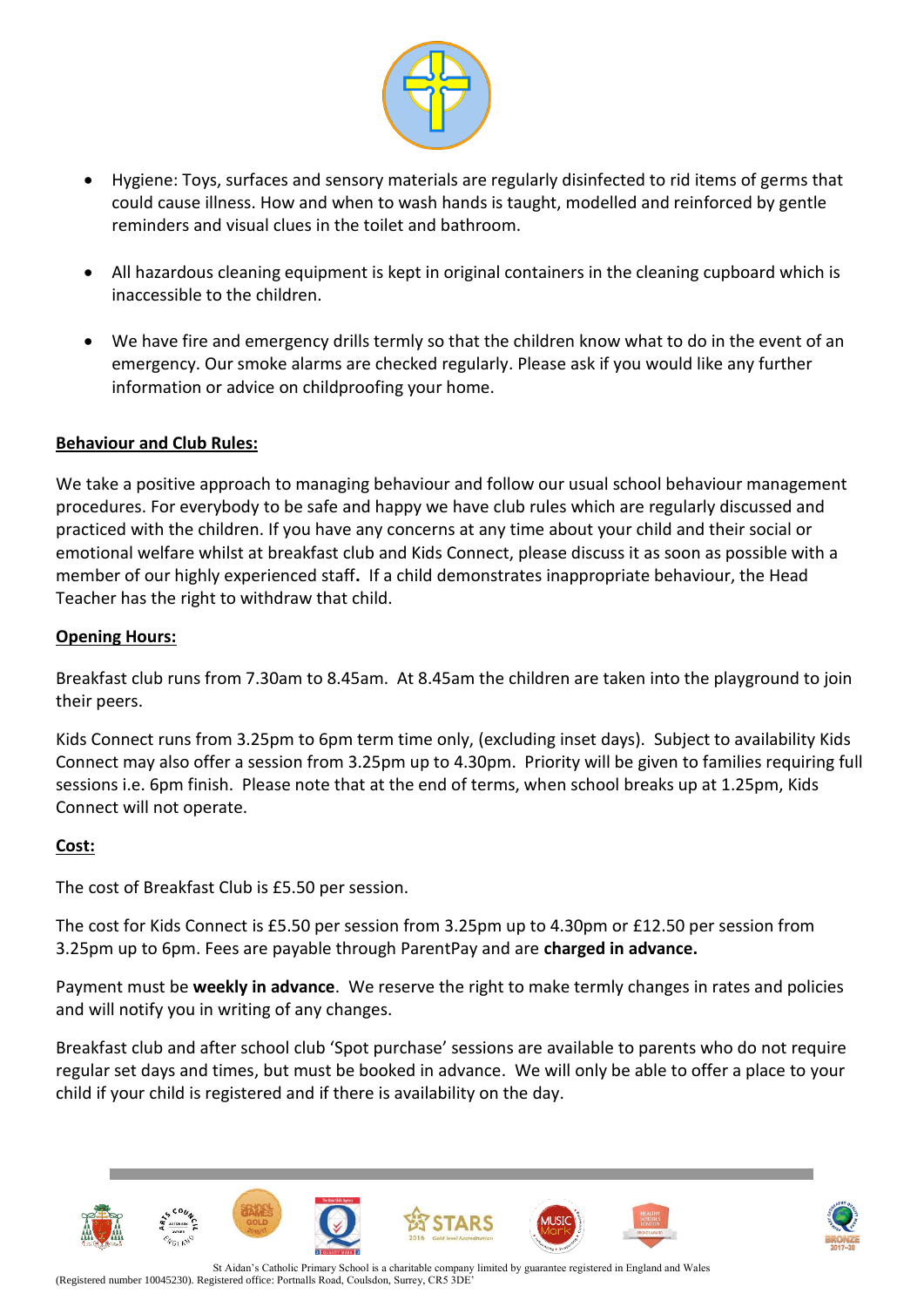- Hygiene: Toys, surfaces and sensory materials are regularly disinfected to rid items of germs that could cause illness. How and when to wash hands is taught, modelled and reinforced by gentle reminders and visual clues in the toilet and bathroom.

- All hazardous cleaning equipment is kept in original containers in the cleaning cupboard which is inaccessible to the children.

- We have fire and emergency drills termly so that the children know what to do in the event of an emergency. Our smoke alarms are checked regularly. Please ask if you would like any further information or advice on childproofing your home.

## Behaviour and Club Rules:

We take a positive approach to managing behaviour and follow our usual school behaviour management procedures. For everybody to be safe and happy we have club rules which are regularly discussed and practiced with the children. If you have any concerns at any time about your child and their social or emotional welfare whilst at breakfast club and Kids Connect, please discuss it as soon as possible with a member of our highly experienced staff**.** If a child demonstrates inappropriate behaviour, the Head Teacher has the right to withdraw that child.

## Opening Hours:

Breakfast club runs from 7.30am to 8.45am. At 8.45am the children are taken into the playground to join their peers.

Kids Connect runs from 3.25pm to 6pm term time only, (excluding inset days). Subject to availability Kids Connect may also offer a session from 3.25pm up to 4.30pm. Priority will be given to families requiring full sessions i.e. 6pm finish. Please note that at the end of terms, when school breaks up at 1.25pm, Kids Connect will not operate.

## Cost:

The cost of Breakfast Club is £5.50 per session.

The cost for Kids Connect is £5.50 per session from 3.25pm up to 4.30pm or £12.50 per session from 3.25pm up to 6pm. Fees are payable through ParentPay and are **charged in advance.**

Payment must be **weekly in advance**. We reserve the right to make termly changes in rates and policies and will notify you in writing of any changes.

Breakfast club and after school club 'Spot purchase' sessions are available to parents who do not require regular set days and times, but must be booked in advance. We will only be able to offer a place to your child if your child is registered and if there is availability on the day.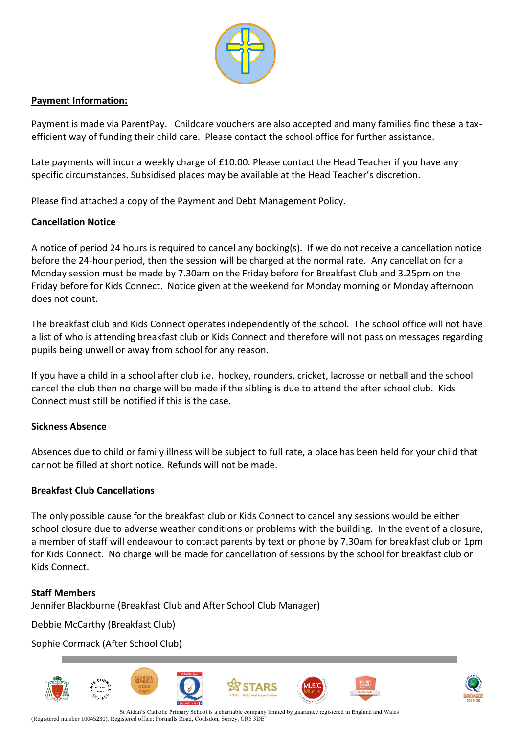**Payment Information:**

Payment is made via ParentPay. Childcare vouchers are also accepted and many families find these a tax-efficient way of funding their child care. Please contact the school office for further assistance.

Late payments will incur a weekly charge of £10.00. Please contact the Head Teacher if you have any specific circumstances. Subsidised places may be available at the Head Teacher's discretion.

Please find attached a copy of the Payment and Debt Management Policy.

**Cancellation Notice**

A notice of period 24 hours is required to cancel any booking(s). If we do not receive a cancellation notice before the 24-hour period, then the session will be charged at the normal rate. Any cancellation for a Monday session must be made by 7.30am on the Friday before for Breakfast Club and 3.25pm on the Friday before for Kids Connect. Notice given at the weekend for Monday morning or Monday afternoon does not count.

The breakfast club and Kids Connect operates independently of the school. The school office will not have a list of who is attending breakfast club or Kids Connect and therefore will not pass on messages regarding pupils being unwell or away from school for any reason.

If you have a child in a school after club i.e. hockey, rounders, cricket, lacrosse or netball and the school cancel the club then no charge will be made if the sibling is due to attend the after school club. Kids Connect must still be notified if this is the case.

**Sickness Absence**

Absences due to child or family illness will be subject to full rate, a place has been held for your child that cannot be filled at short notice. Refunds will not be made.

**Breakfast Club Cancellations**

The only possible cause for the breakfast club or Kids Connect to cancel any sessions would be either school closure due to adverse weather conditions or problems with the building. In the event of a closure, a member of staff will endeavour to contact parents by text or phone by 7.30am for breakfast club or 1pm for Kids Connect. No charge will be made for cancellation of sessions by the school for breakfast club or Kids Connect.

**Staff Members**

Jennifer Blackburne (Breakfast Club and After School Club Manager)

Debbie McCarthy (Breakfast Club)

Sophie Cormack (After School Club)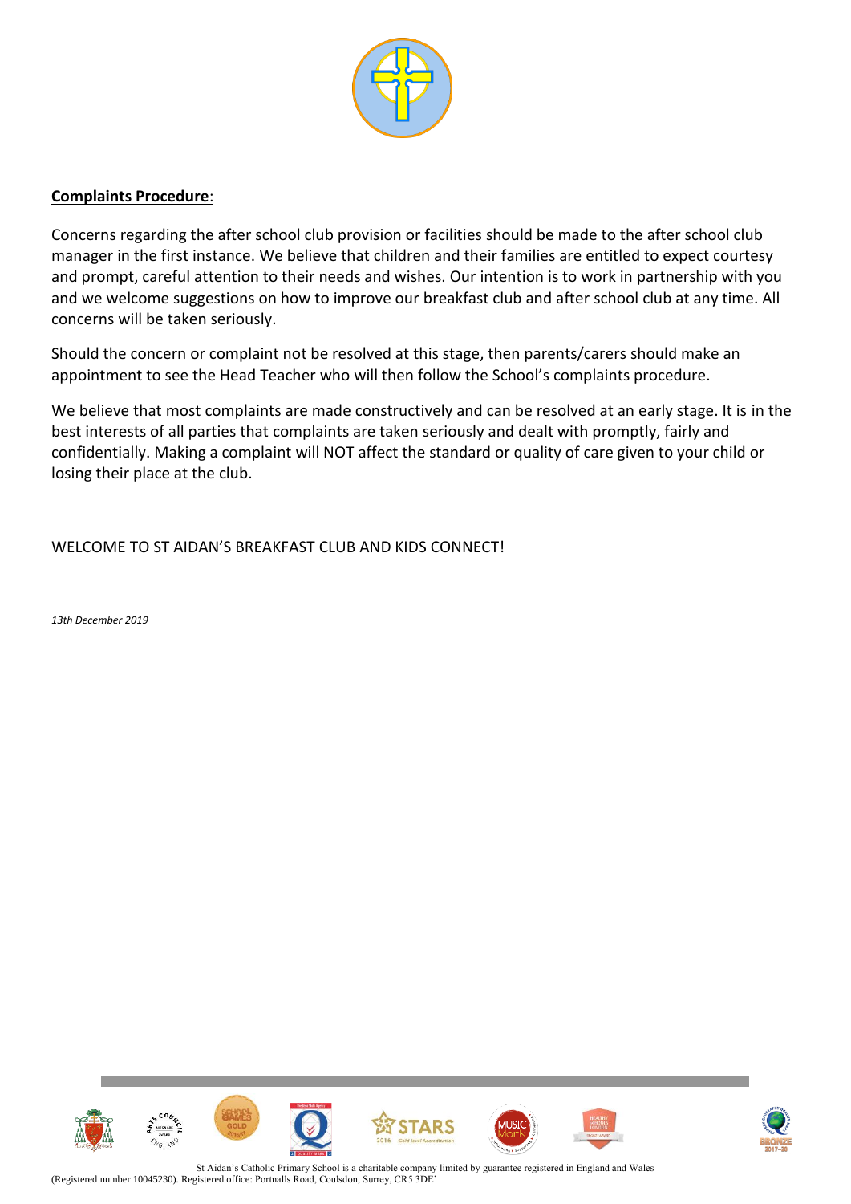**Complaints Procedure**:

Concerns regarding the after school club provision or facilities should be made to the after school club manager in the first instance. We believe that children and their families are entitled to expect courtesy and prompt, careful attention to their needs and wishes. Our intention is to work in partnership with you and we welcome suggestions on how to improve our breakfast club and after school club at any time. All concerns will be taken seriously.

Should the concern or complaint not be resolved at this stage, then parents/carers should make an appointment to see the Head Teacher who will then follow the School's complaints procedure.

We believe that most complaints are made constructively and can be resolved at an early stage. It is in the best interests of all parties that complaints are taken seriously and dealt with promptly, fairly and confidentially. Making a complaint will NOT affect the standard or quality of care given to your child or losing their place at the club.

WELCOME TO ST AIDAN'S BREAKFAST CLUB AND KIDS CONNECT!

*13th December 2019*

St Aidan's Catholic Primary School is a charitable company limited by guarantee registered in England and Wales (Registered number 10045230). Registered office: Portnalls Road, Coulsdon, Surrey, CR5 3DE'